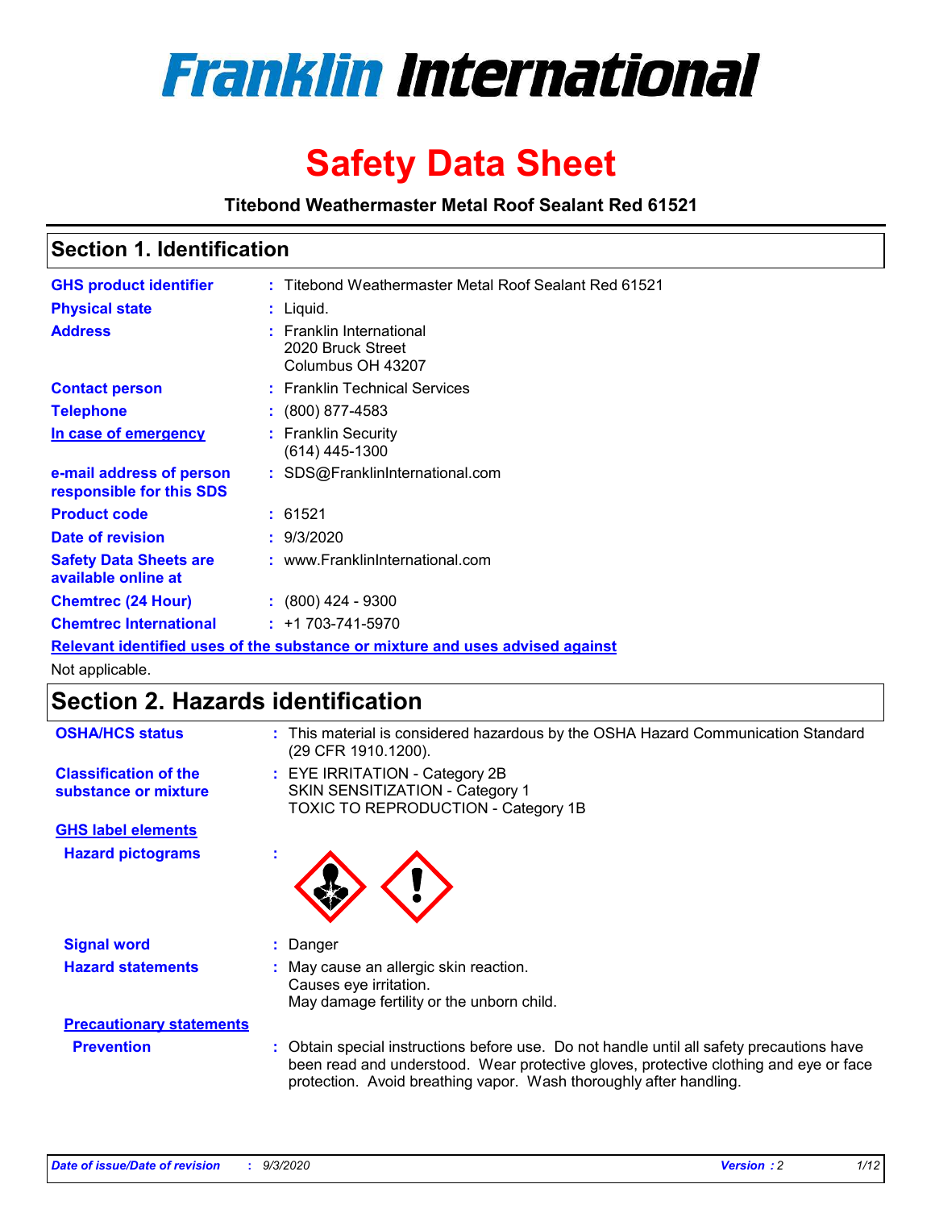# Franklin International

# Safety Data Sheet

**Titebond Weathermaster Metal Roof Sealant Red 61521**

## Section 1. Identification

| | | |
|---|---|---|
| **GHS product identifier** | : | Titebond Weathermaster Metal Roof Sealant Red 61521 |
| **Physical state** | : | Liquid. |
| **Address** | : | Franklin International<br>2020 Bruck Street<br>Columbus OH 43207 |
| **Contact person** | : | Franklin Technical Services |
| **Telephone** | : | (800) 877-4583 |
| **In case of emergency** | : | Franklin Security<br>(614) 445-1300 |
| **e-mail address of person responsible for this SDS** | : | SDS@FranklinInternational.com |
| **Product code** | : | 61521 |
| **Date of revision** | : | 9/3/2020 |
| **Safety Data Sheets are available online at** | : | www.FranklinInternational.com |
| **Chemtrec (24 Hour)** | : | (800) 424 - 9300 |
| **Chemtrec International** | : | +1 703-741-5970 |

**Relevant identified uses of the substance or mixture and uses advised against**

Not applicable.

## Section 2. Hazards identification

| | | |
|---|---|---|
| **OSHA/HCS status** | : | This material is considered hazardous by the OSHA Hazard Communication Standard (29 CFR 1910.1200). |
| **Classification of the substance or mixture** | : | EYE IRRITATION - Category 2B<br>SKIN SENSITIZATION - Category 1<br>TOXIC TO REPRODUCTION - Category 1B |

**GHS label elements**

| | | |
|---|---|---|
| **Hazard pictograms** | : | |
| **Signal word** | : | Danger |
| **Hazard statements** | : | May cause an allergic skin reaction.<br>Causes eye irritation.<br>May damage fertility or the unborn child. |

**Precautionary statements**

| | | |
|---|---|---|
| **Prevention** | : | Obtain special instructions before use. Do not handle until all safety precautions have been read and understood. Wear protective gloves, protective clothing and eye or face protection. Avoid breathing vapor. Wash thoroughly after handling. |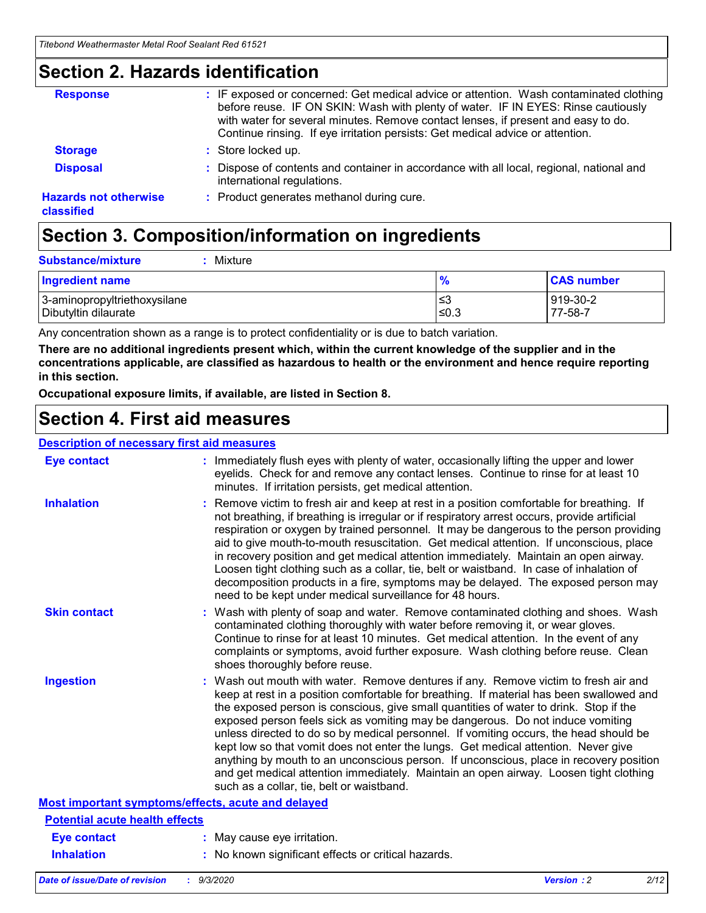## Section 2. Hazards identification

**Response** : IF exposed or concerned: Get medical advice or attention. Wash contaminated clothing before reuse. IF ON SKIN: Wash with plenty of water. IF IN EYES: Rinse cautiously with water for several minutes. Remove contact lenses, if present and easy to do. Continue rinsing. If eye irritation persists: Get medical advice or attention.

**Storage** : Store locked up.

**Disposal** : Dispose of contents and container in accordance with all local, regional, national and international regulations.

**Hazards not otherwise classified** : Product generates methanol during cure.

## Section 3. Composition/information on ingredients

**Substance/mixture** : Mixture

| Ingredient name | % | CAS number |
|---|---|---|
| 3-aminopropyltriethoxysilane | ≤3 | 919-30-2 |
| Dibutyltin dilaurate | ≤0.3 | 77-58-7 |

Any concentration shown as a range is to protect confidentiality or is due to batch variation.

**There are no additional ingredients present which, within the current knowledge of the supplier and in the concentrations applicable, are classified as hazardous to health or the environment and hence require reporting in this section.**

**Occupational exposure limits, if available, are listed in Section 8.**

## Section 4. First aid measures

**Description of necessary first aid measures**

**Eye contact** : Immediately flush eyes with plenty of water, occasionally lifting the upper and lower eyelids. Check for and remove any contact lenses. Continue to rinse for at least 10 minutes. If irritation persists, get medical attention.

**Inhalation** : Remove victim to fresh air and keep at rest in a position comfortable for breathing. If not breathing, if breathing is irregular or if respiratory arrest occurs, provide artificial respiration or oxygen by trained personnel. It may be dangerous to the person providing aid to give mouth-to-mouth resuscitation. Get medical attention. If unconscious, place in recovery position and get medical attention immediately. Maintain an open airway. Loosen tight clothing such as a collar, tie, belt or waistband. In case of inhalation of decomposition products in a fire, symptoms may be delayed. The exposed person may need to be kept under medical surveillance for 48 hours.

**Skin contact** : Wash with plenty of soap and water. Remove contaminated clothing and shoes. Wash contaminated clothing thoroughly with water before removing it, or wear gloves. Continue to rinse for at least 10 minutes. Get medical attention. In the event of any complaints or symptoms, avoid further exposure. Wash clothing before reuse. Clean shoes thoroughly before reuse.

**Ingestion** : Wash out mouth with water. Remove dentures if any. Remove victim to fresh air and keep at rest in a position comfortable for breathing. If material has been swallowed and the exposed person is conscious, give small quantities of water to drink. Stop if the exposed person feels sick as vomiting may be dangerous. Do not induce vomiting unless directed to do so by medical personnel. If vomiting occurs, the head should be kept low so that vomit does not enter the lungs. Get medical attention. Never give anything by mouth to an unconscious person. If unconscious, place in recovery position and get medical attention immediately. Maintain an open airway. Loosen tight clothing such as a collar, tie, belt or waistband.

**Most important symptoms/effects, acute and delayed**

**Potential acute health effects**

**Eye contact** : May cause eye irritation.

**Inhalation** : No known significant effects or critical hazards.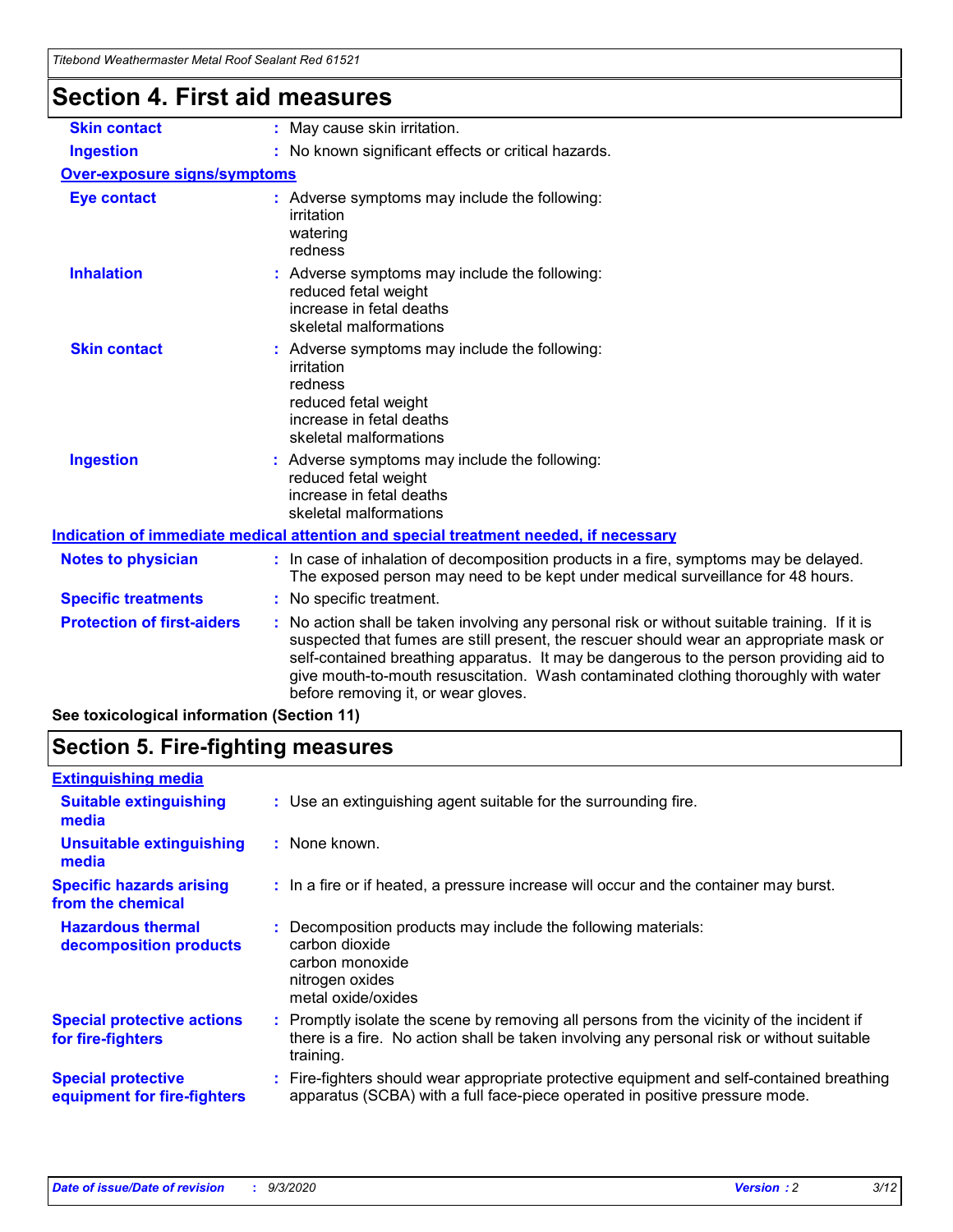## Section 4. First aid measures

**Skin contact** : May cause skin irritation.

**Ingestion** : No known significant effects or critical hazards.

**Over-exposure signs/symptoms**

**Eye contact** : Adverse symptoms may include the following:
irritation
watering
redness

**Inhalation** : Adverse symptoms may include the following:
reduced fetal weight
increase in fetal deaths
skeletal malformations

**Skin contact** : Adverse symptoms may include the following:
irritation
redness
reduced fetal weight
increase in fetal deaths
skeletal malformations

**Ingestion** : Adverse symptoms may include the following:
reduced fetal weight
increase in fetal deaths
skeletal malformations

**Indication of immediate medical attention and special treatment needed, if necessary**

**Notes to physician** : In case of inhalation of decomposition products in a fire, symptoms may be delayed. The exposed person may need to be kept under medical surveillance for 48 hours.

**Specific treatments** : No specific treatment.

**Protection of first-aiders** : No action shall be taken involving any personal risk or without suitable training. If it is suspected that fumes are still present, the rescuer should wear an appropriate mask or self-contained breathing apparatus. It may be dangerous to the person providing aid to give mouth-to-mouth resuscitation. Wash contaminated clothing thoroughly with water before removing it, or wear gloves.

**See toxicological information (Section 11)**

## Section 5. Fire-fighting measures

**Extinguishing media**

**Suitable extinguishing media** : Use an extinguishing agent suitable for the surrounding fire.

**Unsuitable extinguishing media** : None known.

**Specific hazards arising from the chemical** : In a fire or if heated, a pressure increase will occur and the container may burst.

**Hazardous thermal decomposition products** : Decomposition products may include the following materials:
carbon dioxide
carbon monoxide
nitrogen oxides
metal oxide/oxides

**Special protective actions for fire-fighters** : Promptly isolate the scene by removing all persons from the vicinity of the incident if there is a fire. No action shall be taken involving any personal risk or without suitable training.

**Special protective equipment for fire-fighters** : Fire-fighters should wear appropriate protective equipment and self-contained breathing apparatus (SCBA) with a full face-piece operated in positive pressure mode.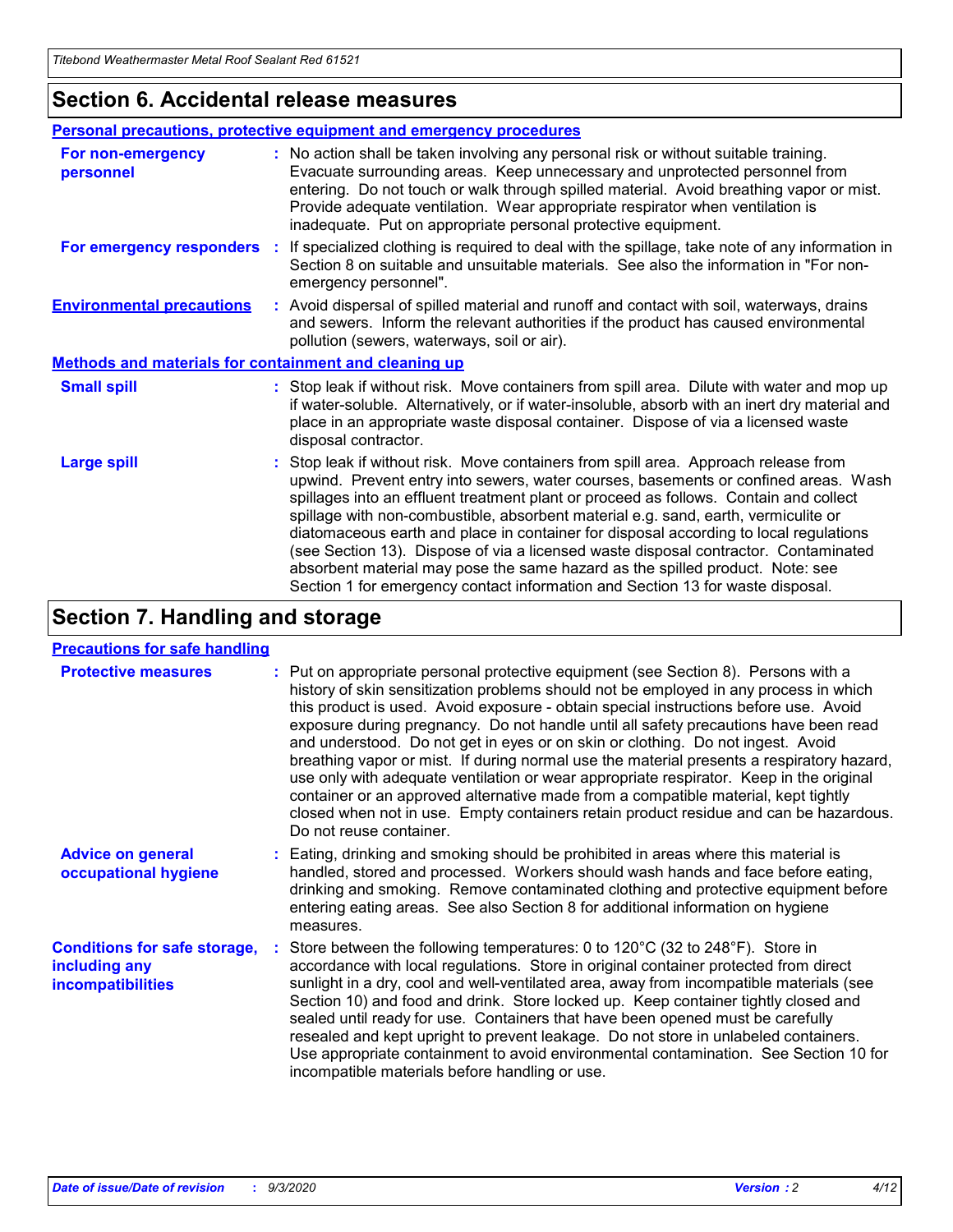## Section 6. Accidental release measures

### Personal precautions, protective equipment and emergency procedures

**For non-emergency personnel** : No action shall be taken involving any personal risk or without suitable training. Evacuate surrounding areas. Keep unnecessary and unprotected personnel from entering. Do not touch or walk through spilled material. Avoid breathing vapor or mist. Provide adequate ventilation. Wear appropriate respirator when ventilation is inadequate. Put on appropriate personal protective equipment.

**For emergency responders** : If specialized clothing is required to deal with the spillage, take note of any information in Section 8 on suitable and unsuitable materials. See also the information in "For non-emergency personnel".

**Environmental precautions** : Avoid dispersal of spilled material and runoff and contact with soil, waterways, drains and sewers. Inform the relevant authorities if the product has caused environmental pollution (sewers, waterways, soil or air).

### Methods and materials for containment and cleaning up

**Small spill** : Stop leak if without risk. Move containers from spill area. Dilute with water and mop up if water-soluble. Alternatively, or if water-insoluble, absorb with an inert dry material and place in an appropriate waste disposal container. Dispose of via a licensed waste disposal contractor.

**Large spill** : Stop leak if without risk. Move containers from spill area. Approach release from upwind. Prevent entry into sewers, water courses, basements or confined areas. Wash spillages into an effluent treatment plant or proceed as follows. Contain and collect spillage with non-combustible, absorbent material e.g. sand, earth, vermiculite or diatomaceous earth and place in container for disposal according to local regulations (see Section 13). Dispose of via a licensed waste disposal contractor. Contaminated absorbent material may pose the same hazard as the spilled product. Note: see Section 1 for emergency contact information and Section 13 for waste disposal.

## Section 7. Handling and storage

### Precautions for safe handling

**Protective measures** : Put on appropriate personal protective equipment (see Section 8). Persons with a history of skin sensitization problems should not be employed in any process in which this product is used. Avoid exposure - obtain special instructions before use. Avoid exposure during pregnancy. Do not handle until all safety precautions have been read and understood. Do not get in eyes or on skin or clothing. Do not ingest. Avoid breathing vapor or mist. If during normal use the material presents a respiratory hazard, use only with adequate ventilation or wear appropriate respirator. Keep in the original container or an approved alternative made from a compatible material, kept tightly closed when not in use. Empty containers retain product residue and can be hazardous. Do not reuse container.

**Advice on general occupational hygiene** : Eating, drinking and smoking should be prohibited in areas where this material is handled, stored and processed. Workers should wash hands and face before eating, drinking and smoking. Remove contaminated clothing and protective equipment before entering eating areas. See also Section 8 for additional information on hygiene measures.

**Conditions for safe storage, including any incompatibilities** : Store between the following temperatures: 0 to 120°C (32 to 248°F). Store in accordance with local regulations. Store in original container protected from direct sunlight in a dry, cool and well-ventilated area, away from incompatible materials (see Section 10) and food and drink. Store locked up. Keep container tightly closed and sealed until ready for use. Containers that have been opened must be carefully resealed and kept upright to prevent leakage. Do not store in unlabeled containers. Use appropriate containment to avoid environmental contamination. See Section 10 for incompatible materials before handling or use.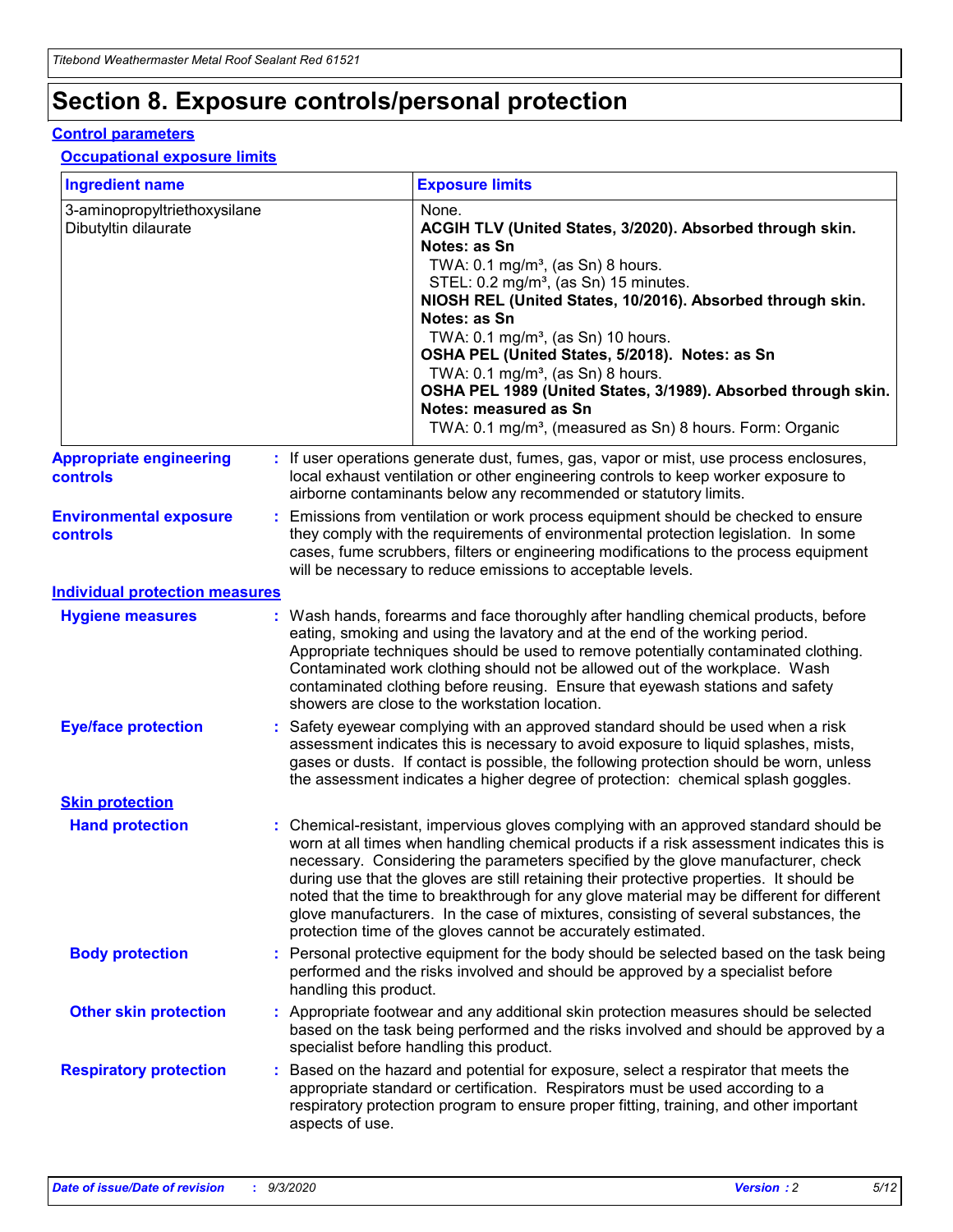# Section 8. Exposure controls/personal protection

## Control parameters

### Occupational exposure limits

| Ingredient name | Exposure limits |
| --- | --- |
| 3-aminopropyltriethoxysilane | None. |
| Dibutyltin dilaurate | **ACGIH TLV (United States, 3/2020). Absorbed through skin. Notes: as Sn**<br>TWA: 0.1 mg/m³, (as Sn) 8 hours.<br>STEL: 0.2 mg/m³, (as Sn) 15 minutes.<br>**NIOSH REL (United States, 10/2016). Absorbed through skin. Notes: as Sn**<br>TWA: 0.1 mg/m³, (as Sn) 10 hours.<br>**OSHA PEL (United States, 5/2018). Notes: as Sn**<br>TWA: 0.1 mg/m³, (as Sn) 8 hours.<br>**OSHA PEL 1989 (United States, 3/1989). Absorbed through skin. Notes: measured as Sn**<br>TWA: 0.1 mg/m³, (measured as Sn) 8 hours. Form: Organic |

**Appropriate engineering controls** : If user operations generate dust, fumes, gas, vapor or mist, use process enclosures, local exhaust ventilation or other engineering controls to keep worker exposure to airborne contaminants below any recommended or statutory limits.

**Environmental exposure controls** : Emissions from ventilation or work process equipment should be checked to ensure they comply with the requirements of environmental protection legislation. In some cases, fume scrubbers, filters or engineering modifications to the process equipment will be necessary to reduce emissions to acceptable levels.

## Individual protection measures

**Hygiene measures** : Wash hands, forearms and face thoroughly after handling chemical products, before eating, smoking and using the lavatory and at the end of the working period. Appropriate techniques should be used to remove potentially contaminated clothing. Contaminated work clothing should not be allowed out of the workplace. Wash contaminated clothing before reusing. Ensure that eyewash stations and safety showers are close to the workstation location.

**Eye/face protection** : Safety eyewear complying with an approved standard should be used when a risk assessment indicates this is necessary to avoid exposure to liquid splashes, mists, gases or dusts. If contact is possible, the following protection should be worn, unless the assessment indicates a higher degree of protection: chemical splash goggles.

### Skin protection

**Hand protection** : Chemical-resistant, impervious gloves complying with an approved standard should be worn at all times when handling chemical products if a risk assessment indicates this is necessary. Considering the parameters specified by the glove manufacturer, check during use that the gloves are still retaining their protective properties. It should be noted that the time to breakthrough for any glove material may be different for different glove manufacturers. In the case of mixtures, consisting of several substances, the protection time of the gloves cannot be accurately estimated.

**Body protection** : Personal protective equipment for the body should be selected based on the task being performed and the risks involved and should be approved by a specialist before handling this product.

**Other skin protection** : Appropriate footwear and any additional skin protection measures should be selected based on the task being performed and the risks involved and should be approved by a specialist before handling this product.

**Respiratory protection** : Based on the hazard and potential for exposure, select a respirator that meets the appropriate standard or certification. Respirators must be used according to a respiratory protection program to ensure proper fitting, training, and other important aspects of use.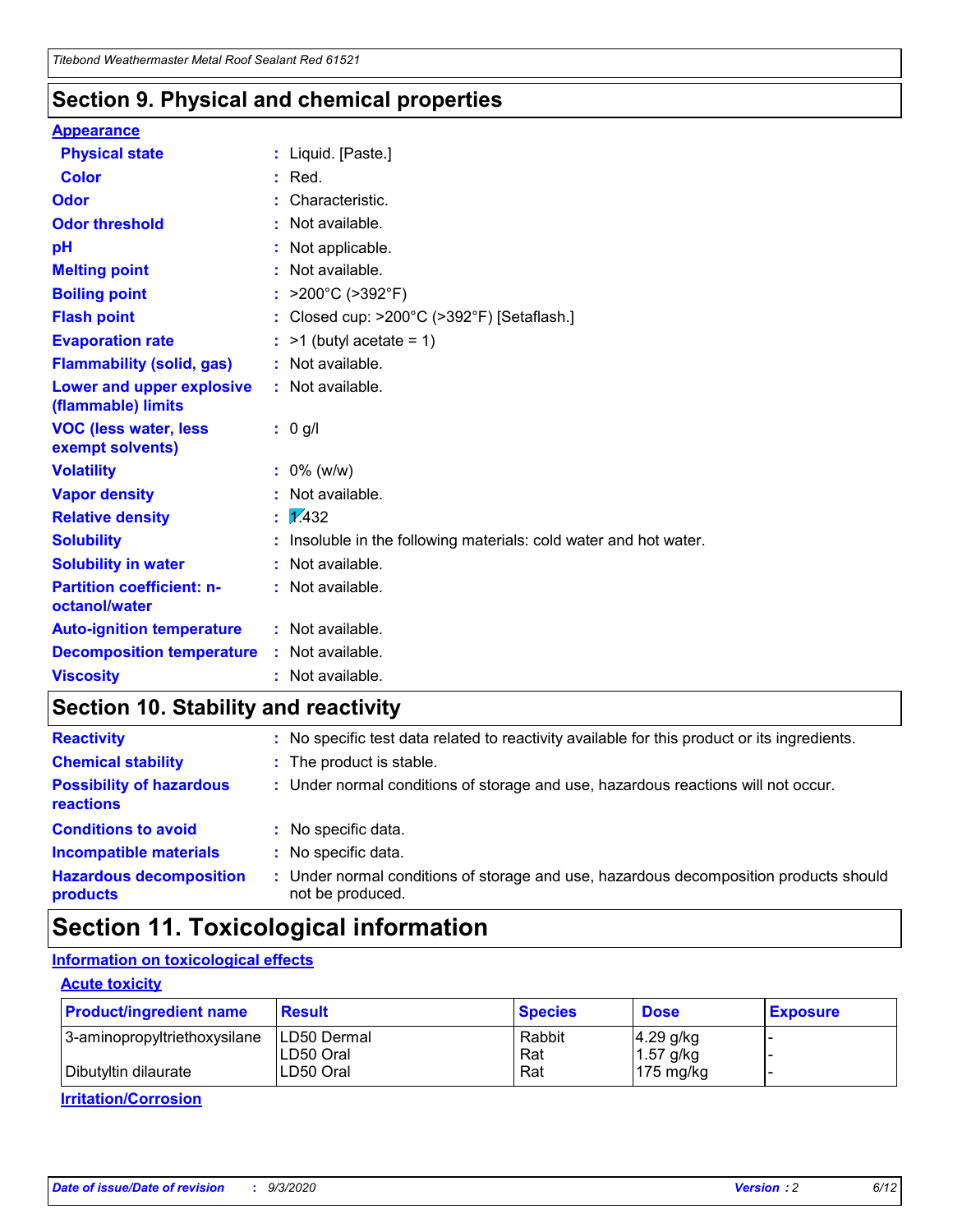## Section 9. Physical and chemical properties

**Appearance**

| | |
|---|---|
| **Physical state** | : Liquid. [Paste.] |
| **Color** | : Red. |
| **Odor** | : Characteristic. |
| **Odor threshold** | : Not available. |
| **pH** | : Not applicable. |
| **Melting point** | : Not available. |
| **Boiling point** | : >200°C (>392°F) |
| **Flash point** | : Closed cup: >200°C (>392°F) [Setaflash.] |
| **Evaporation rate** | : >1 (butyl acetate = 1) |
| **Flammability (solid, gas)** | : Not available. |
| **Lower and upper explosive (flammable) limits** | : Not available. |
| **VOC (less water, less exempt solvents)** | : 0 g/l |
| **Volatility** | : 0% (w/w) |
| **Vapor density** | : Not available. |
| **Relative density** | : 1.432 |
| **Solubility** | : Insoluble in the following materials: cold water and hot water. |
| **Solubility in water** | : Not available. |
| **Partition coefficient: n-octanol/water** | : Not available. |
| **Auto-ignition temperature** | : Not available. |
| **Decomposition temperature** | : Not available. |
| **Viscosity** | : Not available. |

## Section 10. Stability and reactivity

| | |
|---|---|
| **Reactivity** | : No specific test data related to reactivity available for this product or its ingredients. |
| **Chemical stability** | : The product is stable. |
| **Possibility of hazardous reactions** | : Under normal conditions of storage and use, hazardous reactions will not occur. |
| **Conditions to avoid** | : No specific data. |
| **Incompatible materials** | : No specific data. |
| **Hazardous decomposition products** | : Under normal conditions of storage and use, hazardous decomposition products should not be produced. |

## Section 11. Toxicological information

**Information on toxicological effects**

**Acute toxicity**

| Product/ingredient name | Result | Species | Dose | Exposure |
|---|---|---|---|---|
| 3-aminopropyltriethoxysilane | LD50 Dermal | Rabbit | 4.29 g/kg | - |
| | LD50 Oral | Rat | 1.57 g/kg | - |
| Dibutyltin dilaurate | LD50 Oral | Rat | 175 mg/kg | - |

**Irritation/Corrosion**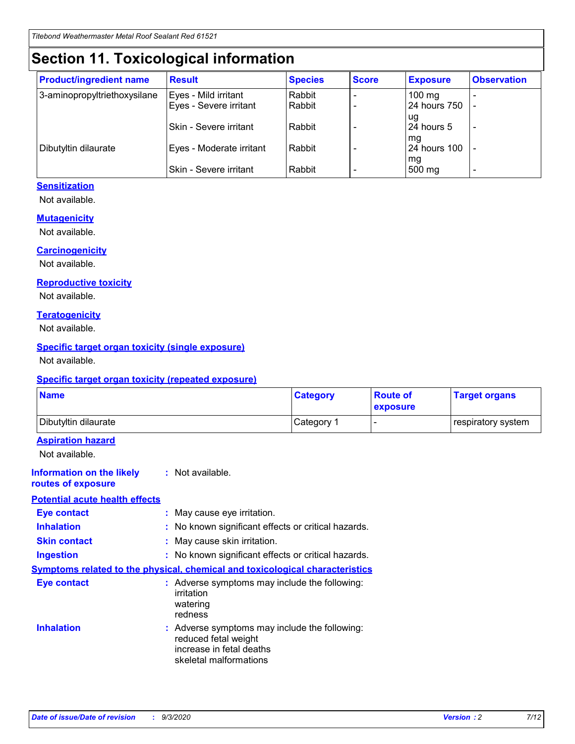# Section 11. Toxicological information

| Product/ingredient name | Result | Species | Score | Exposure | Observation |
|---|---|---|---|---|---|
| 3-aminopropyltriethoxysilane | Eyes - Mild irritant | Rabbit | - | 100 mg | - |
| | Eyes - Severe irritant | Rabbit | - | 24 hours 750 ug | - |
| | Skin - Severe irritant | Rabbit | - | 24 hours 5 mg | - |
| Dibutyltin dilaurate | Eyes - Moderate irritant | Rabbit | - | 24 hours 100 mg | - |
| | Skin - Severe irritant | Rabbit | - | 500 mg | - |

### Sensitization

Not available.

### Mutagenicity

Not available.

### Carcinogenicity

Not available.

### Reproductive toxicity

Not available.

### Teratogenicity

Not available.

### Specific target organ toxicity (single exposure)

Not available.

### Specific target organ toxicity (repeated exposure)

| Name | Category | Route of exposure | Target organs |
|---|---|---|---|
| Dibutyltin dilaurate | Category 1 | - | respiratory system |

### Aspiration hazard

Not available.

**Information on the likely routes of exposure** : Not available.

### Potential acute health effects

**Eye contact** : May cause eye irritation.

**Inhalation** : No known significant effects or critical hazards.

**Skin contact** : May cause skin irritation.

**Ingestion** : No known significant effects or critical hazards.

### Symptoms related to the physical, chemical and toxicological characteristics

**Eye contact** : Adverse symptoms may include the following:
irritation
watering
redness

**Inhalation** : Adverse symptoms may include the following:
reduced fetal weight
increase in fetal deaths
skeletal malformations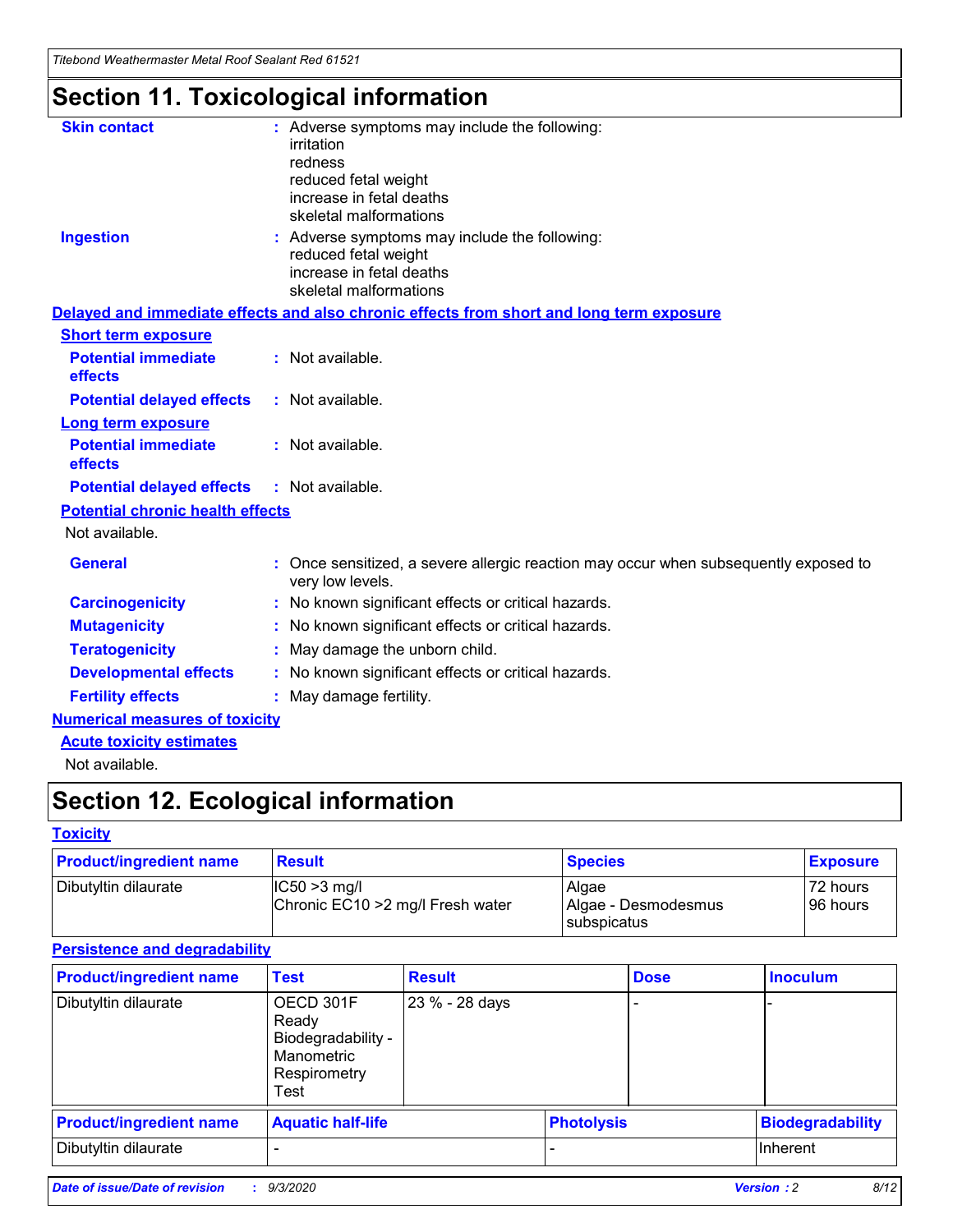# Section 11. Toxicological information

**Skin contact** : Adverse symptoms may include the following:
irritation
redness
reduced fetal weight
increase in fetal deaths
skeletal malformations

**Ingestion** : Adverse symptoms may include the following:
reduced fetal weight
increase in fetal deaths
skeletal malformations

**Delayed and immediate effects and also chronic effects from short and long term exposure**

**Short term exposure**

**Potential immediate effects** : Not available.

**Potential delayed effects** : Not available.

**Long term exposure**

**Potential immediate effects** : Not available.

**Potential delayed effects** : Not available.

**Potential chronic health effects**

Not available.

**General** : Once sensitized, a severe allergic reaction may occur when subsequently exposed to very low levels.

**Carcinogenicity** : No known significant effects or critical hazards.

**Mutagenicity** : No known significant effects or critical hazards.

**Teratogenicity** : May damage the unborn child.

**Developmental effects** : No known significant effects or critical hazards.

**Fertility effects** : May damage fertility.

**Numerical measures of toxicity**

**Acute toxicity estimates**

Not available.

# Section 12. Ecological information

**Toxicity**

| Product/ingredient name | Result | Species | Exposure |
|---|---|---|---|
| Dibutyltin dilaurate | IC50 >3 mg/l<br>Chronic EC10 >2 mg/l Fresh water | Algae<br>Algae - Desmodesmus subspicatus | 72 hours<br>96 hours |

**Persistence and degradability**

| Product/ingredient name | Test | Result | Dose | Inoculum |
|---|---|---|---|---|
| Dibutyltin dilaurate | OECD 301F Ready Biodegradability - Manometric Respirometry Test | 23 % - 28 days | - | - |

| Product/ingredient name | Aquatic half-life | Photolysis | Biodegradability |
|---|---|---|---|
| Dibutyltin dilaurate | - | - | Inherent |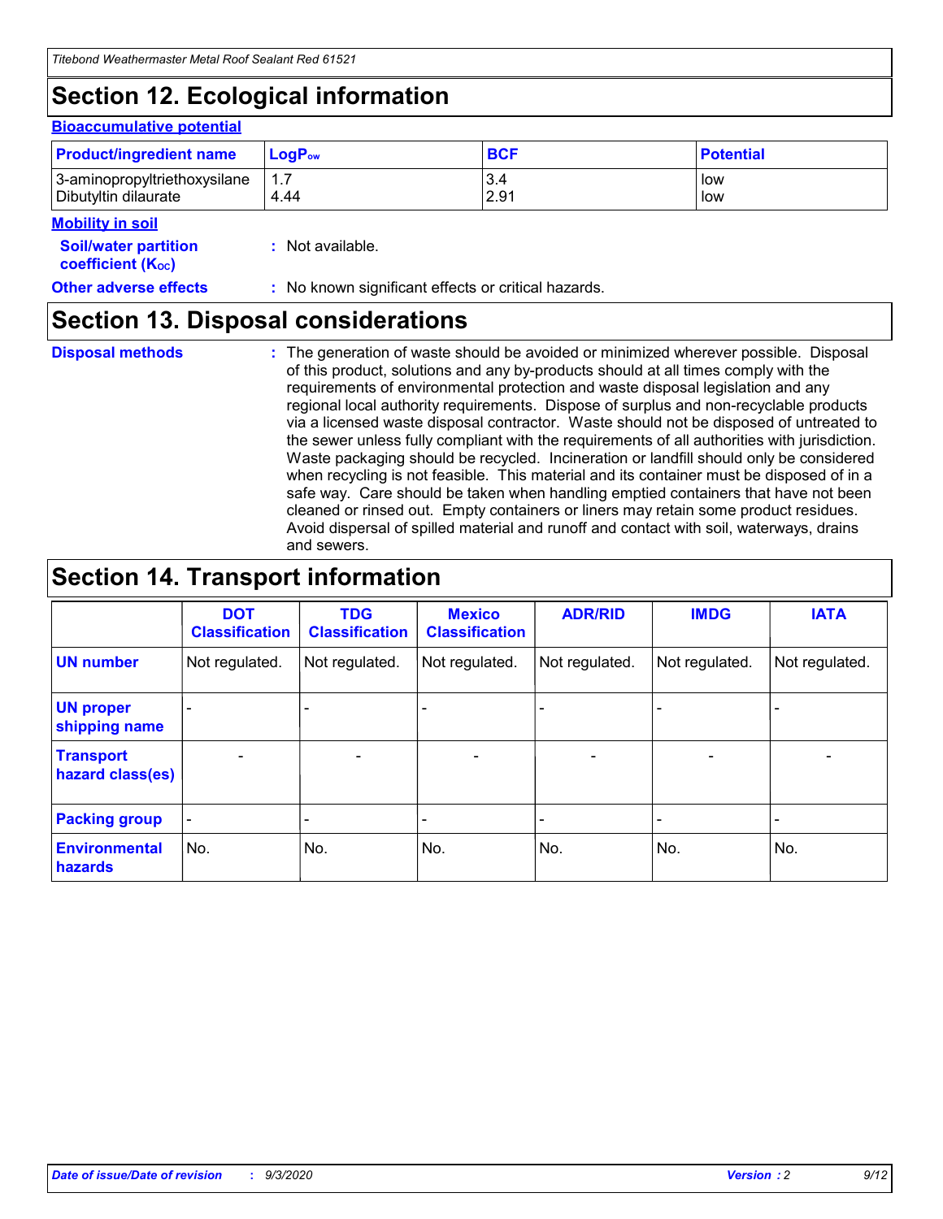## Section 12. Ecological information

### Bioaccumulative potential

| Product/ingredient name | $LogP_{ow}$ | BCF | Potential |
|---|---|---|---|
| 3-aminopropyltriethoxysilane | 1.7 | 3.4 | low |
| Dibutyltin dilaurate | 4.44 | 2.91 | low |

### Mobility in soil

**Soil/water partition coefficient ($K_{OC}$)** : Not available.

**Other adverse effects** : No known significant effects or critical hazards.

## Section 13. Disposal considerations

**Disposal methods** : The generation of waste should be avoided or minimized wherever possible. Disposal of this product, solutions and any by-products should at all times comply with the requirements of environmental protection and waste disposal legislation and any regional local authority requirements. Dispose of surplus and non-recyclable products via a licensed waste disposal contractor. Waste should not be disposed of untreated to the sewer unless fully compliant with the requirements of all authorities with jurisdiction. Waste packaging should be recycled. Incineration or landfill should only be considered when recycling is not feasible. This material and its container must be disposed of in a safe way. Care should be taken when handling emptied containers that have not been cleaned or rinsed out. Empty containers or liners may retain some product residues. Avoid dispersal of spilled material and runoff and contact with soil, waterways, drains and sewers.

## Section 14. Transport information

| | DOT Classification | TDG Classification | Mexico Classification | ADR/RID | IMDG | IATA |
|---|---|---|---|---|---|---|
| UN number | Not regulated. | Not regulated. | Not regulated. | Not regulated. | Not regulated. | Not regulated. |
| UN proper shipping name | - | - | - | - | - | - |
| Transport hazard class(es) | - | - | - | - | - | - |
| Packing group | - | - | - | - | - | - |
| Environmental hazards | No. | No. | No. | No. | No. | No. |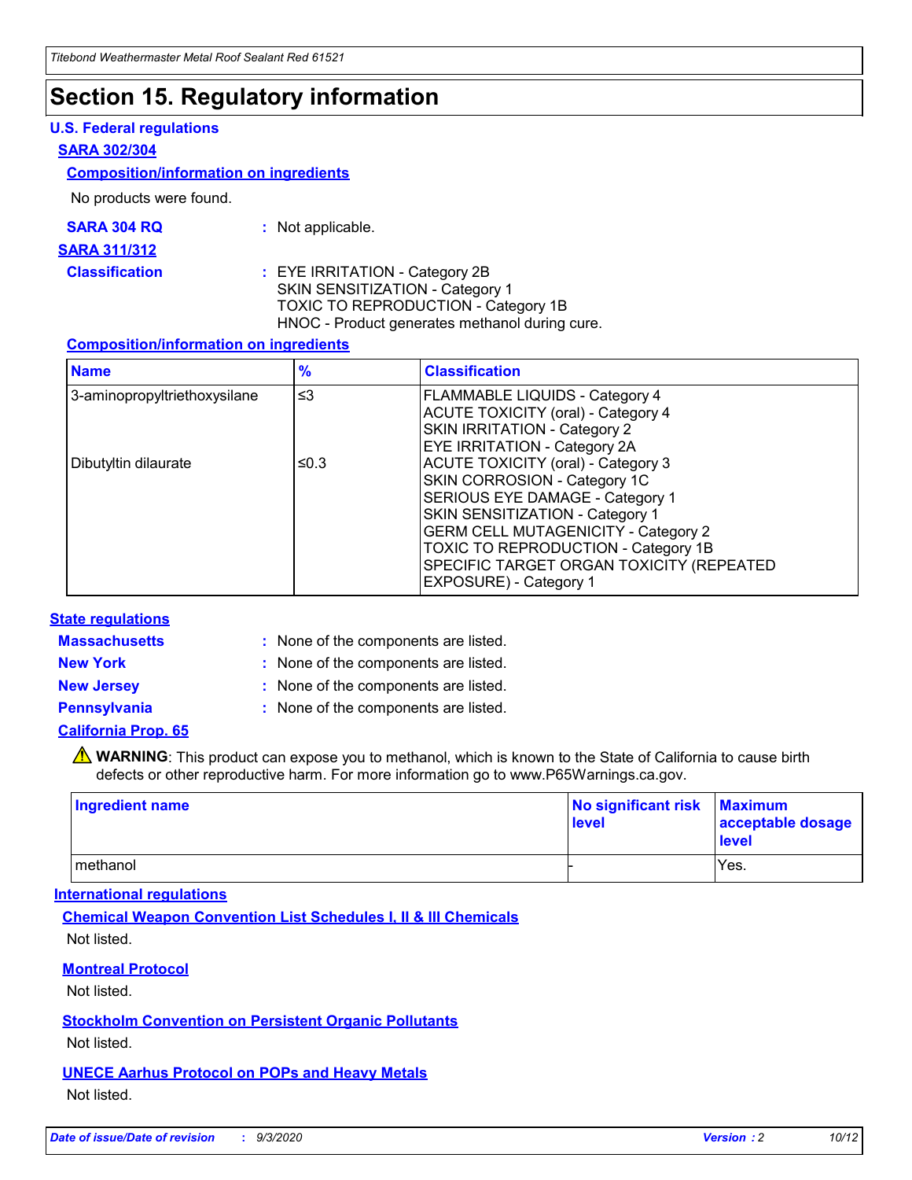# Section 15. Regulatory information

## U.S. Federal regulations

### SARA 302/304

#### Composition/information on ingredients

No products were found.

**SARA 304 RQ** : Not applicable.

### SARA 311/312

**Classification** : EYE IRRITATION - Category 2B
SKIN SENSITIZATION - Category 1
TOXIC TO REPRODUCTION - Category 1B
HNOC - Product generates methanol during cure.

#### Composition/information on ingredients

| Name | % | Classification |
| --- | --- | --- |
| 3-aminopropyltriethoxysilane | ≤3 | FLAMMABLE LIQUIDS - Category 4<br>ACUTE TOXICITY (oral) - Category 4<br>SKIN IRRITATION - Category 2<br>EYE IRRITATION - Category 2A |
| Dibutyltin dilaurate | ≤0.3 | ACUTE TOXICITY (oral) - Category 3<br>SKIN CORROSION - Category 1C<br>SERIOUS EYE DAMAGE - Category 1<br>SKIN SENSITIZATION - Category 1<br>GERM CELL MUTAGENICITY - Category 2<br>TOXIC TO REPRODUCTION - Category 1B<br>SPECIFIC TARGET ORGAN TOXICITY (REPEATED EXPOSURE) - Category 1 |

## State regulations

**Massachusetts** : None of the components are listed.

**New York** : None of the components are listed.

**New Jersey** : None of the components are listed.

**Pennsylvania** : None of the components are listed.

### California Prop. 65

⚠ **WARNING**: This product can expose you to methanol, which is known to the State of California to cause birth defects or other reproductive harm. For more information go to www.P65Warnings.ca.gov.

| Ingredient name | No significant risk level | Maximum acceptable dosage level |
| --- | --- | --- |
| methanol | - | Yes. |

## International regulations

### Chemical Weapon Convention List Schedules I, II & III Chemicals

Not listed.

### Montreal Protocol

Not listed.

### Stockholm Convention on Persistent Organic Pollutants

Not listed.

### UNECE Aarhus Protocol on POPs and Heavy Metals

Not listed.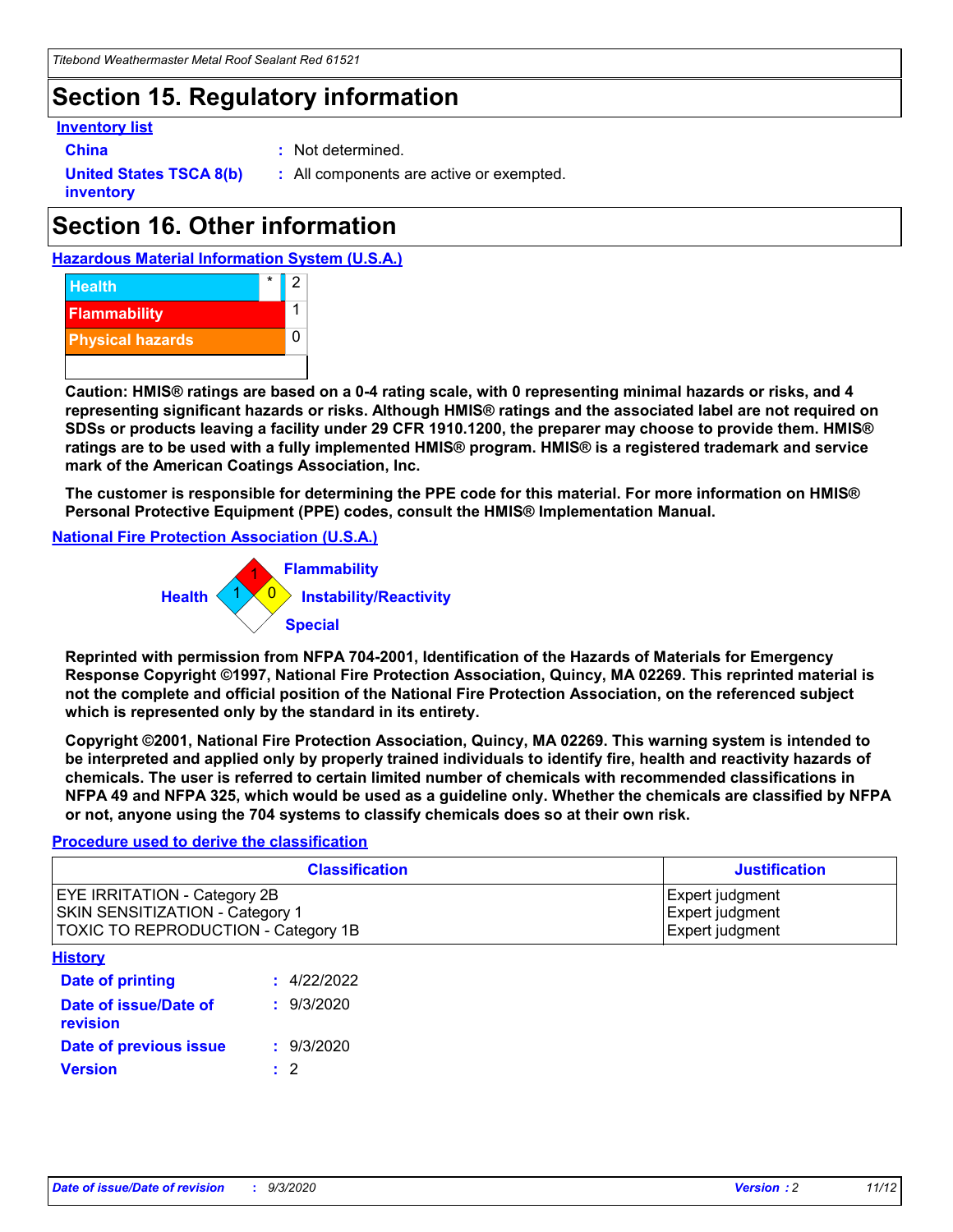# Section 15. Regulatory information

**Inventory list**

**China** : Not determined.

**United States TSCA 8(b) inventory** : All components are active or exempted.

# Section 16. Other information

**Hazardous Material Information System (U.S.A.)**

| | | |
|---|---|---|
| Health | * | 2 |
| Flammability | | 1 |
| Physical hazards | | 0 |

**Caution: HMIS® ratings are based on a 0-4 rating scale, with 0 representing minimal hazards or risks, and 4 representing significant hazards or risks. Although HMIS® ratings and the associated label are not required on SDSs or products leaving a facility under 29 CFR 1910.1200, the preparer may choose to provide them. HMIS® ratings are to be used with a fully implemented HMIS® program. HMIS® is a registered trademark and service mark of the American Coatings Association, Inc.**

**The customer is responsible for determining the PPE code for this material. For more information on HMIS® Personal Protective Equipment (PPE) codes, consult the HMIS® Implementation Manual.**

**National Fire Protection Association (U.S.A.)**

Health: 1
Flammability: 1
Instability/Reactivity: 0
Special:

**Reprinted with permission from NFPA 704-2001, Identification of the Hazards of Materials for Emergency Response Copyright ©1997, National Fire Protection Association, Quincy, MA 02269. This reprinted material is not the complete and official position of the National Fire Protection Association, on the referenced subject which is represented only by the standard in its entirety.**

**Copyright ©2001, National Fire Protection Association, Quincy, MA 02269. This warning system is intended to be interpreted and applied only by properly trained individuals to identify fire, health and reactivity hazards of chemicals. The user is referred to certain limited number of chemicals with recommended classifications in NFPA 49 and NFPA 325, which would be used as a guideline only. Whether the chemicals are classified by NFPA or not, anyone using the 704 systems to classify chemicals does so at their own risk.**

**Procedure used to derive the classification**

| Classification | Justification |
|---|---|
| EYE IRRITATION - Category 2B | Expert judgment |
| SKIN SENSITIZATION - Category 1 | Expert judgment |
| TOXIC TO REPRODUCTION - Category 1B | Expert judgment |

**History**

**Date of printing** : 4/22/2022

**Date of issue/Date of revision** : 9/3/2020

**Date of previous issue** : 9/3/2020

**Version** : 2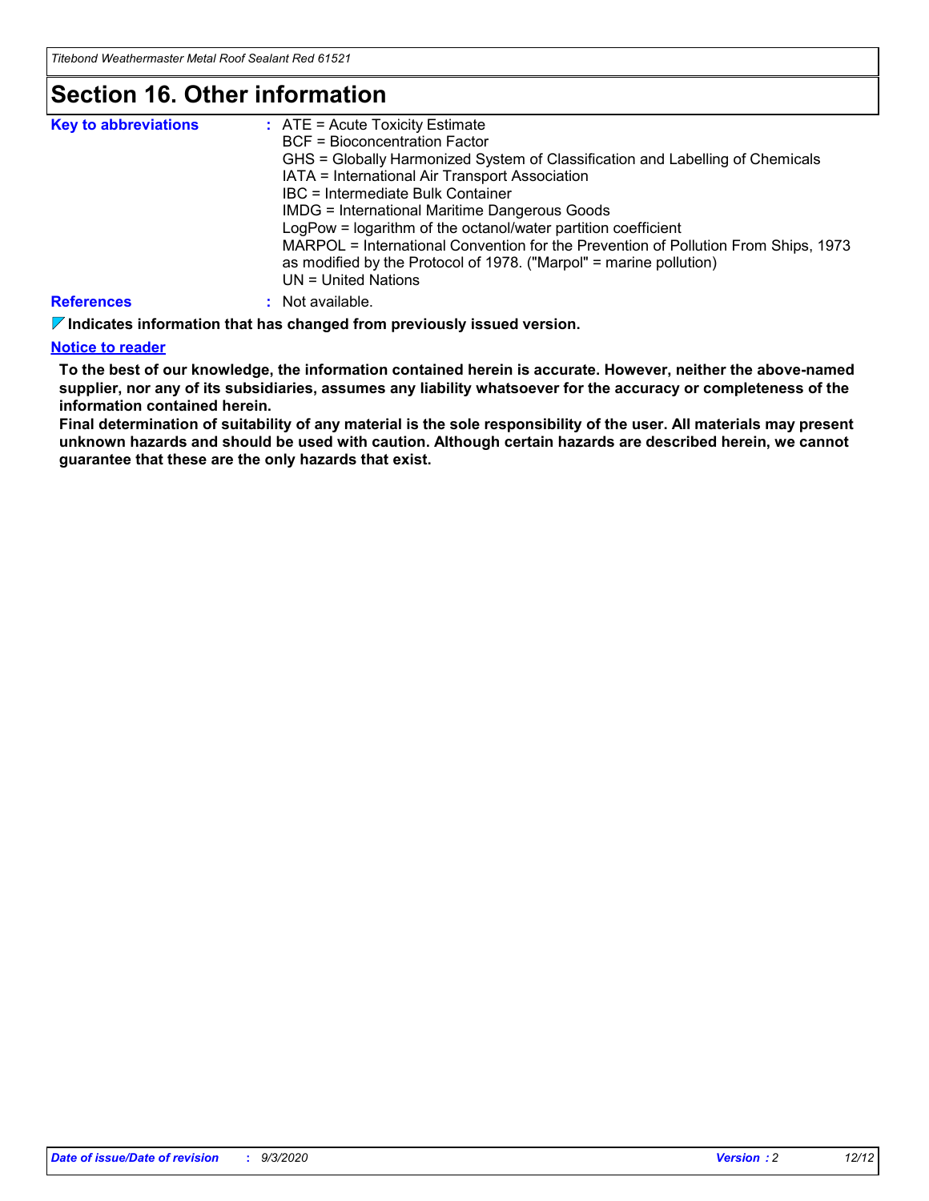## Section 16. Other information

**Key to abbreviations** : ATE = Acute Toxicity Estimate
BCF = Bioconcentration Factor
GHS = Globally Harmonized System of Classification and Labelling of Chemicals
IATA = International Air Transport Association
IBC = Intermediate Bulk Container
IMDG = International Maritime Dangerous Goods
LogPow = logarithm of the octanol/water partition coefficient
MARPOL = International Convention for the Prevention of Pollution From Ships, 1973 as modified by the Protocol of 1978. ("Marpol" = marine pollution)
UN = United Nations

**References** : Not available.

**Indicates information that has changed from previously issued version.**

**Notice to reader**

**To the best of our knowledge, the information contained herein is accurate. However, neither the above-named supplier, nor any of its subsidiaries, assumes any liability whatsoever for the accuracy or completeness of the information contained herein.**

**Final determination of suitability of any material is the sole responsibility of the user. All materials may present unknown hazards and should be used with caution. Although certain hazards are described herein, we cannot guarantee that these are the only hazards that exist.**